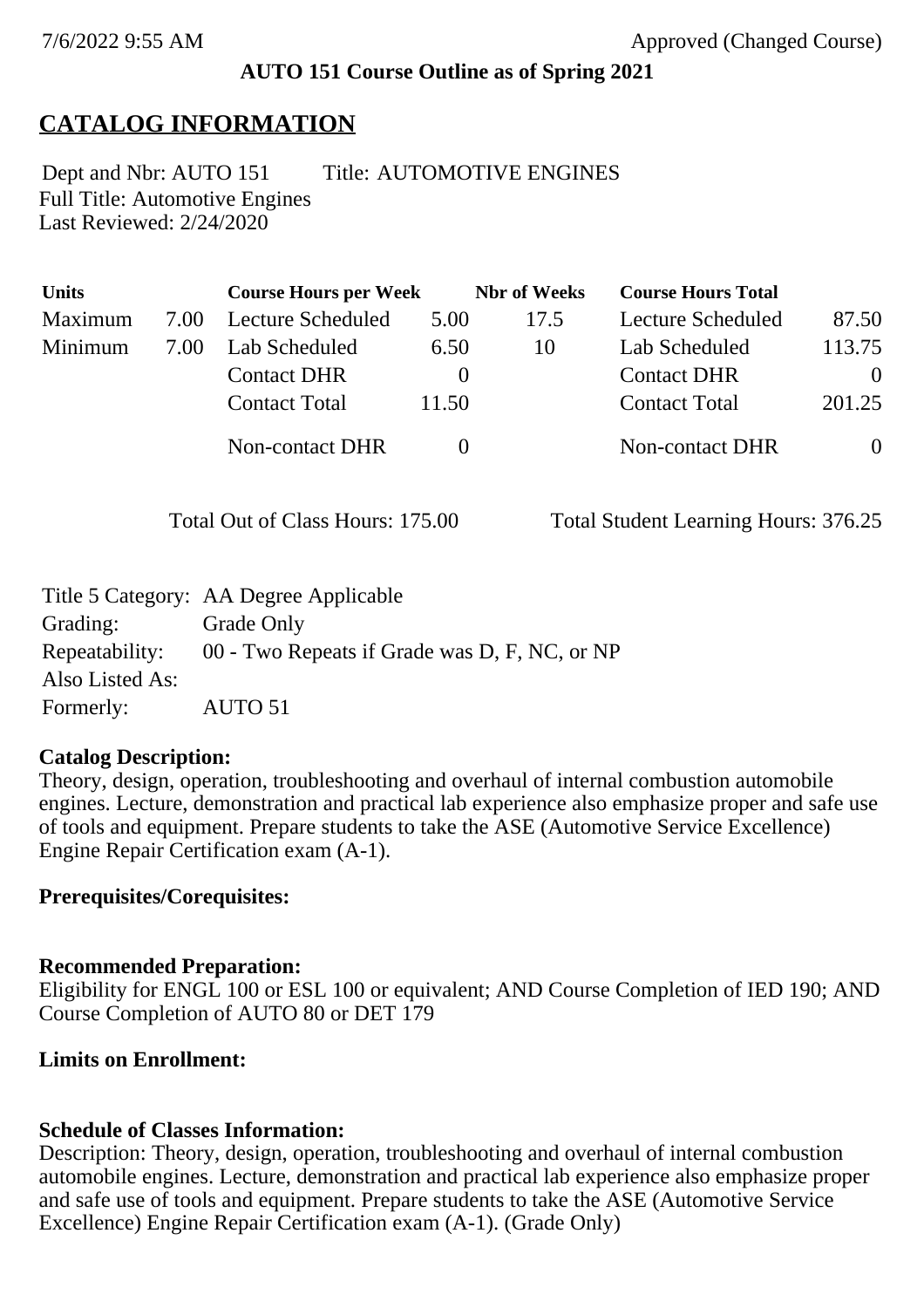7/6/2022 9:55 AM Approved (Changed Course)

**AUTO 151 Course Outline as of Spring 2021**

# CATALOG INFORMATION

Dept and Nbr: AUTO 151 Title: AUTOMOTIVE ENGINES
Full Title: Automotive Engines
Last Reviewed: 2/24/2020

| Units | | Course Hours per Week | | Nbr of Weeks | Course Hours Total | |
|---|---|---|---|---|---|---|
| Maximum | 7.00 | Lecture Scheduled | 5.00 | 17.5 | Lecture Scheduled | 87.50 |
| Minimum | 7.00 | Lab Scheduled | 6.50 | 10 | Lab Scheduled | 113.75 |
| | | Contact DHR | 0 | | Contact DHR | 0 |
| | | Contact Total | 11.50 | | Contact Total | 201.25 |
| | | Non-contact DHR | 0 | | Non-contact DHR | 0 |

Total Out of Class Hours: 175.00 Total Student Learning Hours: 376.25

Title 5 Category: AA Degree Applicable
Grading: Grade Only
Repeatability: 00 - Two Repeats if Grade was D, F, NC, or NP
Also Listed As:
Formerly: AUTO 51

**Catalog Description:**
Theory, design, operation, troubleshooting and overhaul of internal combustion automobile engines. Lecture, demonstration and practical lab experience also emphasize proper and safe use of tools and equipment. Prepare students to take the ASE (Automotive Service Excellence) Engine Repair Certification exam (A-1).

**Prerequisites/Corequisites:**

**Recommended Preparation:**
Eligibility for ENGL 100 or ESL 100 or equivalent; AND Course Completion of IED 190; AND Course Completion of AUTO 80 or DET 179

**Limits on Enrollment:**

**Schedule of Classes Information:**
Description: Theory, design, operation, troubleshooting and overhaul of internal combustion automobile engines. Lecture, demonstration and practical lab experience also emphasize proper and safe use of tools and equipment. Prepare students to take the ASE (Automotive Service Excellence) Engine Repair Certification exam (A-1). (Grade Only)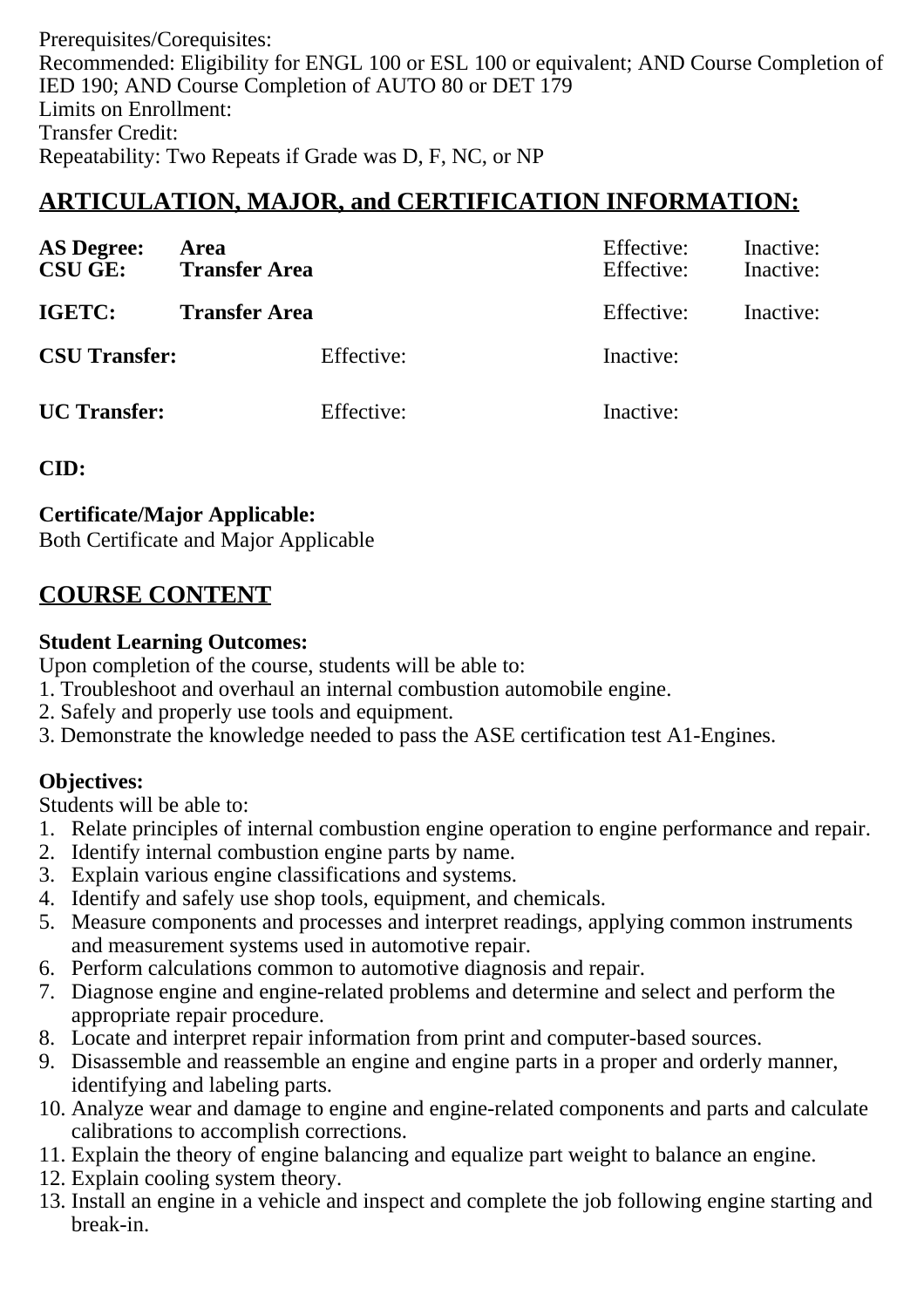Prerequisites/Corequisites:
Recommended: Eligibility for ENGL 100 or ESL 100 or equivalent; AND Course Completion of IED 190; AND Course Completion of AUTO 80 or DET 179
Limits on Enrollment:
Transfer Credit:
Repeatability: Two Repeats if Grade was D, F, NC, or NP

## ARTICULATION, MAJOR, and CERTIFICATION INFORMATION:

| | | | | |
|---|---|---|---|---|
| **AS Degree:** | **Area** | | Effective: | Inactive: |
| **CSU GE:** | **Transfer Area** | | Effective: | Inactive: |
| **IGETC:** | **Transfer Area** | | Effective: | Inactive: |
| **CSU Transfer:** | | Effective: | Inactive: | |
| **UC Transfer:** | | Effective: | Inactive: | |

**CID:**

**Certificate/Major Applicable:**
Both Certificate and Major Applicable

## COURSE CONTENT

**Student Learning Outcomes:**
Upon completion of the course, students will be able to:
1. Troubleshoot and overhaul an internal combustion automobile engine.
2. Safely and properly use tools and equipment.
3. Demonstrate the knowledge needed to pass the ASE certification test A1-Engines.

**Objectives:**
Students will be able to:
1. Relate principles of internal combustion engine operation to engine performance and repair.
2. Identify internal combustion engine parts by name.
3. Explain various engine classifications and systems.
4. Identify and safely use shop tools, equipment, and chemicals.
5. Measure components and processes and interpret readings, applying common instruments and measurement systems used in automotive repair.
6. Perform calculations common to automotive diagnosis and repair.
7. Diagnose engine and engine-related problems and determine and select and perform the appropriate repair procedure.
8. Locate and interpret repair information from print and computer-based sources.
9. Disassemble and reassemble an engine and engine parts in a proper and orderly manner, identifying and labeling parts.
10. Analyze wear and damage to engine and engine-related components and parts and calculate calibrations to accomplish corrections.
11. Explain the theory of engine balancing and equalize part weight to balance an engine.
12. Explain cooling system theory.
13. Install an engine in a vehicle and inspect and complete the job following engine starting and break-in.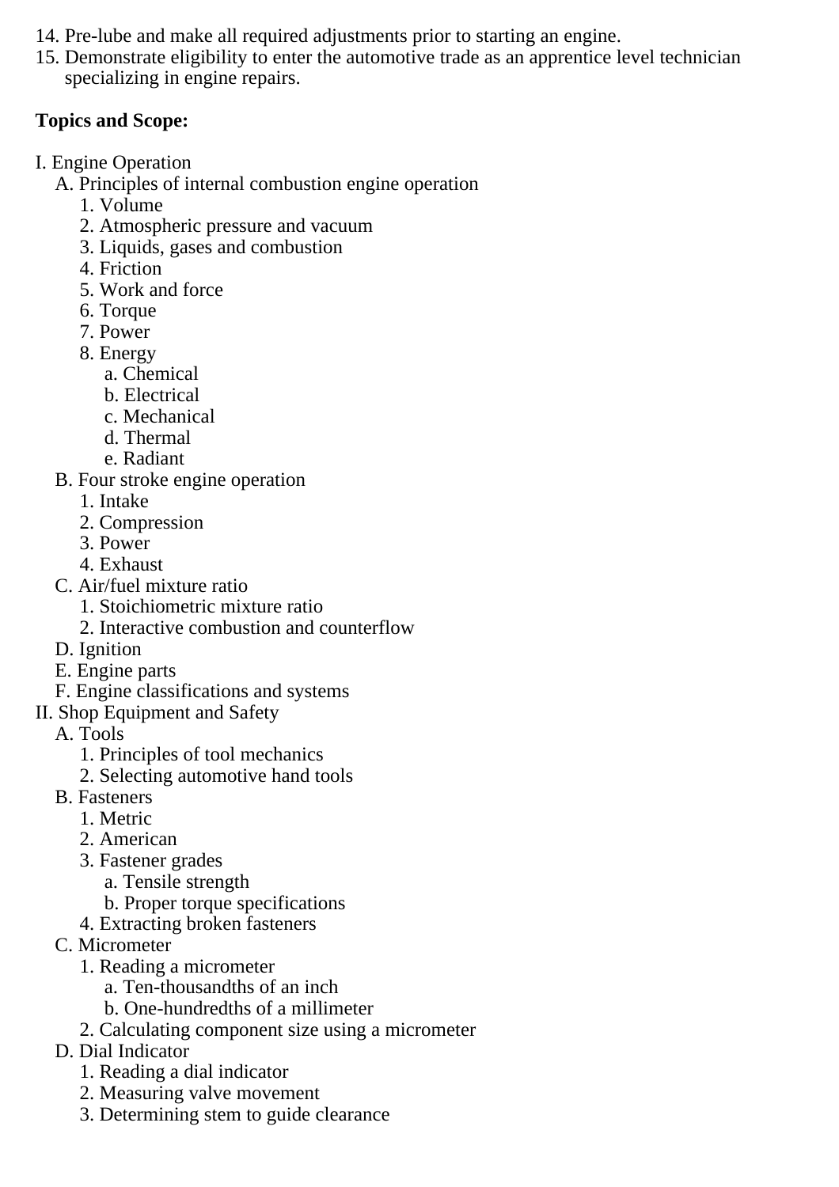14. Pre-lube and make all required adjustments prior to starting an engine.
15. Demonstrate eligibility to enter the automotive trade as an apprentice level technician specializing in engine repairs.

**Topics and Scope:**

I. Engine Operation
   A. Principles of internal combustion engine operation
      1. Volume
      2. Atmospheric pressure and vacuum
      3. Liquids, gases and combustion
      4. Friction
      5. Work and force
      6. Torque
      7. Power
      8. Energy
         a. Chemical
         b. Electrical
         c. Mechanical
         d. Thermal
         e. Radiant
   B. Four stroke engine operation
      1. Intake
      2. Compression
      3. Power
      4. Exhaust
   C. Air/fuel mixture ratio
      1. Stoichiometric mixture ratio
      2. Interactive combustion and counterflow
   D. Ignition
   E. Engine parts
   F. Engine classifications and systems

II. Shop Equipment and Safety
   A. Tools
      1. Principles of tool mechanics
      2. Selecting automotive hand tools
   B. Fasteners
      1. Metric
      2. American
      3. Fastener grades
         a. Tensile strength
         b. Proper torque specifications
      4. Extracting broken fasteners
   C. Micrometer
      1. Reading a micrometer
         a. Ten-thousandths of an inch
         b. One-hundredths of a millimeter
      2. Calculating component size using a micrometer
   D. Dial Indicator
      1. Reading a dial indicator
      2. Measuring valve movement
      3. Determining stem to guide clearance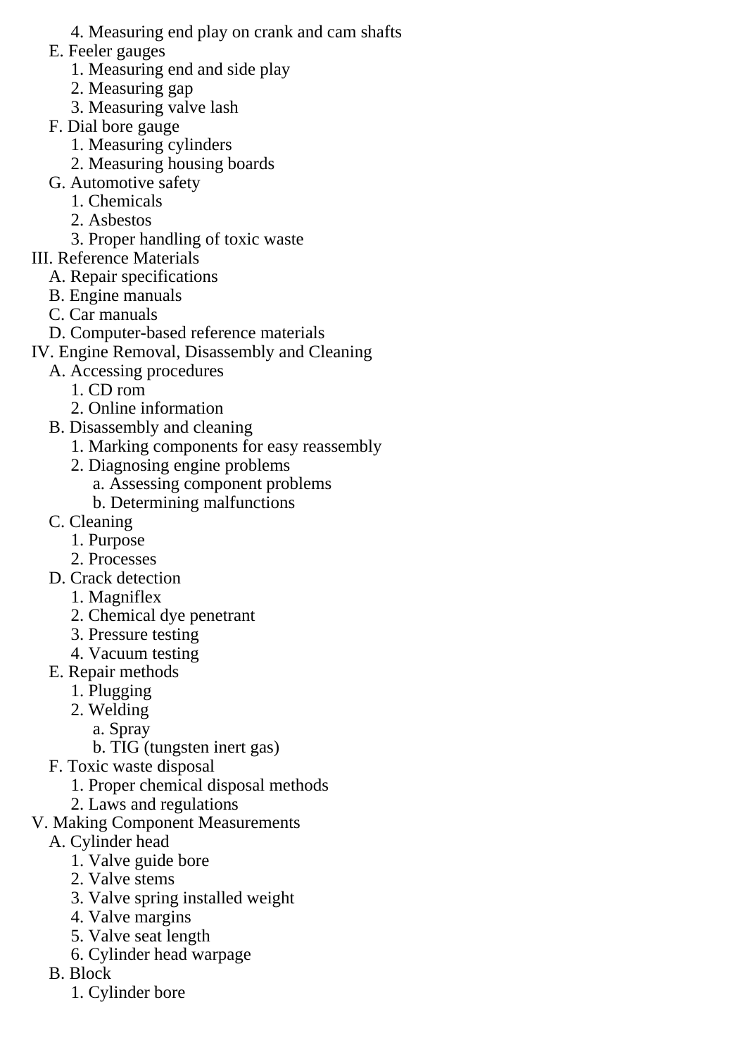4. Measuring end play on crank and cam shafts
  E. Feeler gauges
   1. Measuring end and side play
   2. Measuring gap
   3. Measuring valve lash
  F. Dial bore gauge
   1. Measuring cylinders
   2. Measuring housing boards
  G. Automotive safety
   1. Chemicals
   2. Asbestos
   3. Proper handling of toxic waste

III. Reference Materials
  A. Repair specifications
  B. Engine manuals
  C. Car manuals
  D. Computer-based reference materials

IV. Engine Removal, Disassembly and Cleaning
  A. Accessing procedures
   1. CD rom
   2. Online information
  B. Disassembly and cleaning
   1. Marking components for easy reassembly
   2. Diagnosing engine problems
    a. Assessing component problems
    b. Determining malfunctions
  C. Cleaning
   1. Purpose
   2. Processes
  D. Crack detection
   1. Magniflex
   2. Chemical dye penetrant
   3. Pressure testing
   4. Vacuum testing
  E. Repair methods
   1. Plugging
   2. Welding
    a. Spray
    b. TIG (tungsten inert gas)
  F. Toxic waste disposal
   1. Proper chemical disposal methods
   2. Laws and regulations

V. Making Component Measurements
  A. Cylinder head
   1. Valve guide bore
   2. Valve stems
   3. Valve spring installed weight
   4. Valve margins
   5. Valve seat length
   6. Cylinder head warpage
  B. Block
   1. Cylinder bore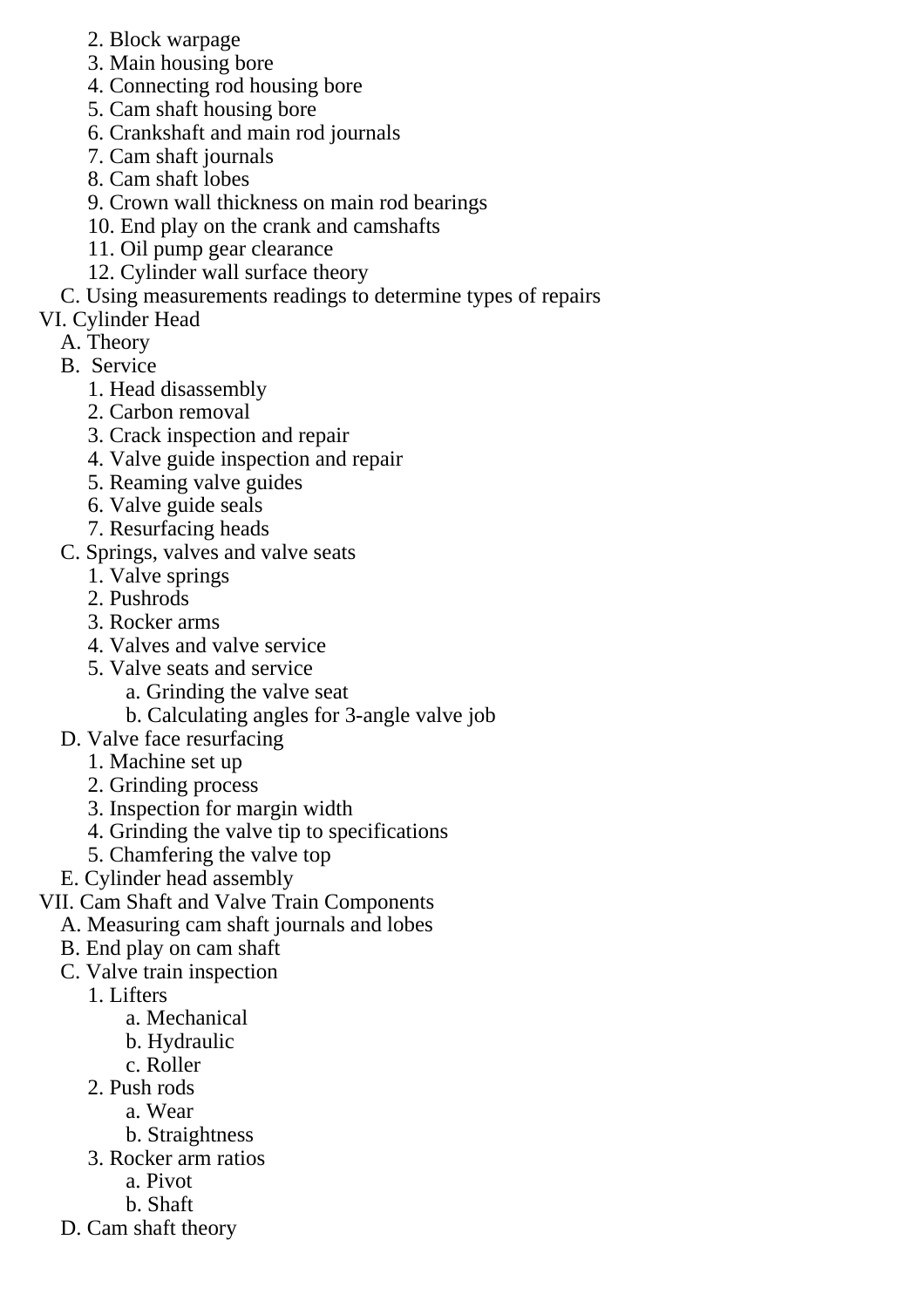2. Block warpage
      3. Main housing bore
      4. Connecting rod housing bore
      5. Cam shaft housing bore
      6. Crankshaft and main rod journals
      7. Cam shaft journals
      8. Cam shaft lobes
      9. Crown wall thickness on main rod bearings
      10. End play on the crank and camshafts
      11. Oil pump gear clearance
      12. Cylinder wall surface theory
   C. Using measurements readings to determine types of repairs

VI. Cylinder Head
   A. Theory
   B. Service
      1. Head disassembly
      2. Carbon removal
      3. Crack inspection and repair
      4. Valve guide inspection and repair
      5. Reaming valve guides
      6. Valve guide seals
      7. Resurfacing heads
   C. Springs, valves and valve seats
      1. Valve springs
      2. Pushrods
      3. Rocker arms
      4. Valves and valve service
      5. Valve seats and service
         a. Grinding the valve seat
         b. Calculating angles for 3-angle valve job
   D. Valve face resurfacing
      1. Machine set up
      2. Grinding process
      3. Inspection for margin width
      4. Grinding the valve tip to specifications
      5. Chamfering the valve top
   E. Cylinder head assembly

VII. Cam Shaft and Valve Train Components
   A. Measuring cam shaft journals and lobes
   B. End play on cam shaft
   C. Valve train inspection
      1. Lifters
         a. Mechanical
         b. Hydraulic
         c. Roller
      2. Push rods
         a. Wear
         b. Straightness
      3. Rocker arm ratios
         a. Pivot
         b. Shaft
   D. Cam shaft theory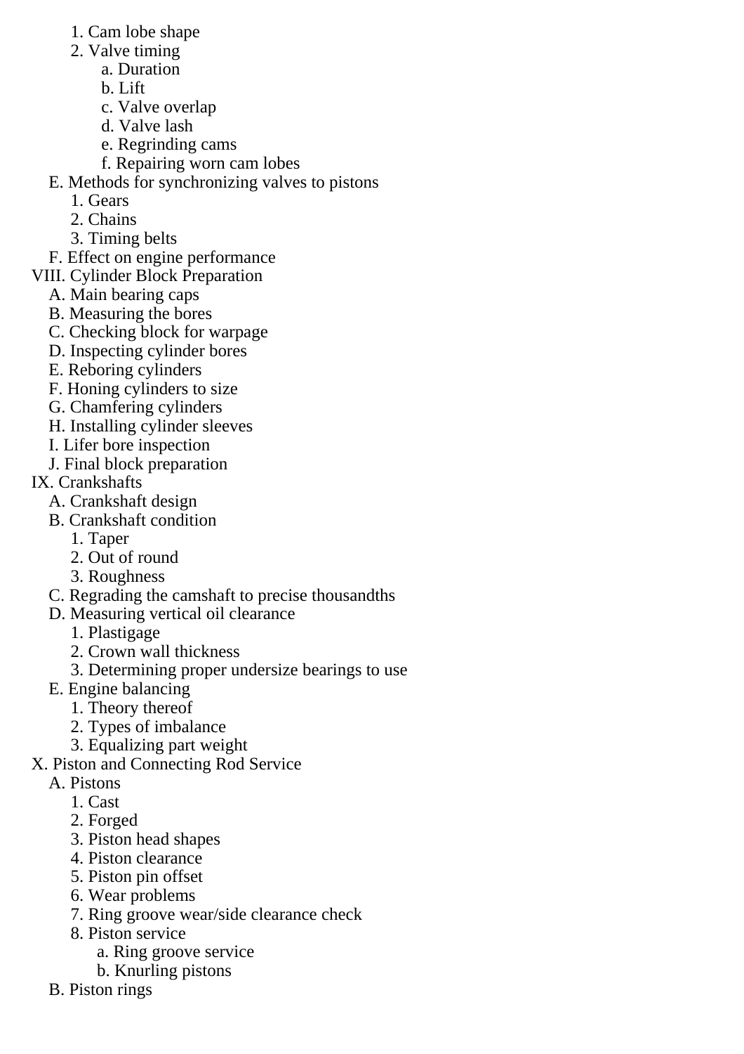1. Cam lobe shape
2. Valve timing
    a. Duration
    b. Lift
    c. Valve overlap
    d. Valve lash
    e. Regrinding cams
    f. Repairing worn cam lobes

E. Methods for synchronizing valves to pistons
1. Gears
2. Chains
3. Timing belts

F. Effect on engine performance

VIII. Cylinder Block Preparation
A. Main bearing caps
B. Measuring the bores
C. Checking block for warpage
D. Inspecting cylinder bores
E. Reboring cylinders
F. Honing cylinders to size
G. Chamfering cylinders
H. Installing cylinder sleeves
I. Lifer bore inspection
J. Final block preparation

IX. Crankshafts
A. Crankshaft design
B. Crankshaft condition
1. Taper
2. Out of round
3. Roughness

C. Regrading the camshaft to precise thousandths
D. Measuring vertical oil clearance
1. Plastigage
2. Crown wall thickness
3. Determining proper undersize bearings to use

E. Engine balancing
1. Theory thereof
2. Types of imbalance
3. Equalizing part weight

X. Piston and Connecting Rod Service
A. Pistons
1. Cast
2. Forged
3. Piston head shapes
4. Piston clearance
5. Piston pin offset
6. Wear problems
7. Ring groove wear/side clearance check
8. Piston service
    a. Ring groove service
    b. Knurling pistons

B. Piston rings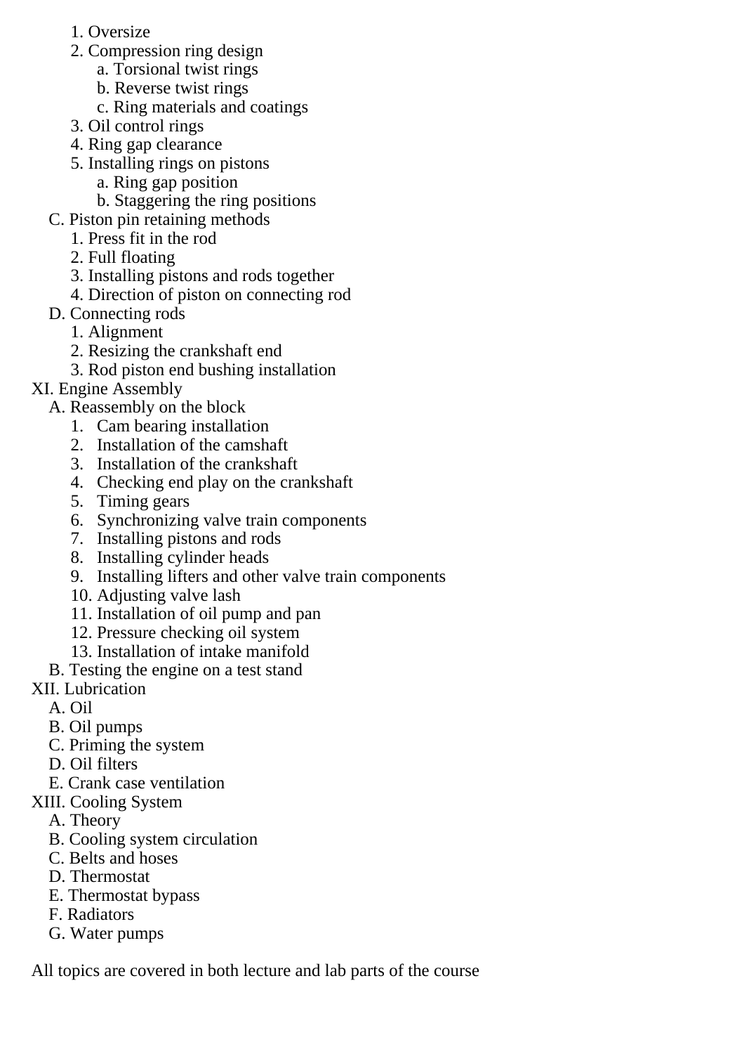1. Oversize
      2. Compression ring design
         a. Torsional twist rings
         b. Reverse twist rings
         c. Ring materials and coatings
      3. Oil control rings
      4. Ring gap clearance
      5. Installing rings on pistons
         a. Ring gap position
         b. Staggering the ring positions
   C. Piston pin retaining methods
      1. Press fit in the rod
      2. Full floating
      3. Installing pistons and rods together
      4. Direction of piston on connecting rod
   D. Connecting rods
      1. Alignment
      2. Resizing the crankshaft end
      3. Rod piston end bushing installation

XI. Engine Assembly
   A. Reassembly on the block
      1. Cam bearing installation
      2. Installation of the camshaft
      3. Installation of the crankshaft
      4. Checking end play on the crankshaft
      5. Timing gears
      6. Synchronizing valve train components
      7. Installing pistons and rods
      8. Installing cylinder heads
      9. Installing lifters and other valve train components
      10. Adjusting valve lash
      11. Installation of oil pump and pan
      12. Pressure checking oil system
      13. Installation of intake manifold
   B. Testing the engine on a test stand

XII. Lubrication
   A. Oil
   B. Oil pumps
   C. Priming the system
   D. Oil filters
   E. Crank case ventilation

XIII. Cooling System
   A. Theory
   B. Cooling system circulation
   C. Belts and hoses
   D. Thermostat
   E. Thermostat bypass
   F. Radiators
   G. Water pumps

All topics are covered in both lecture and lab parts of the course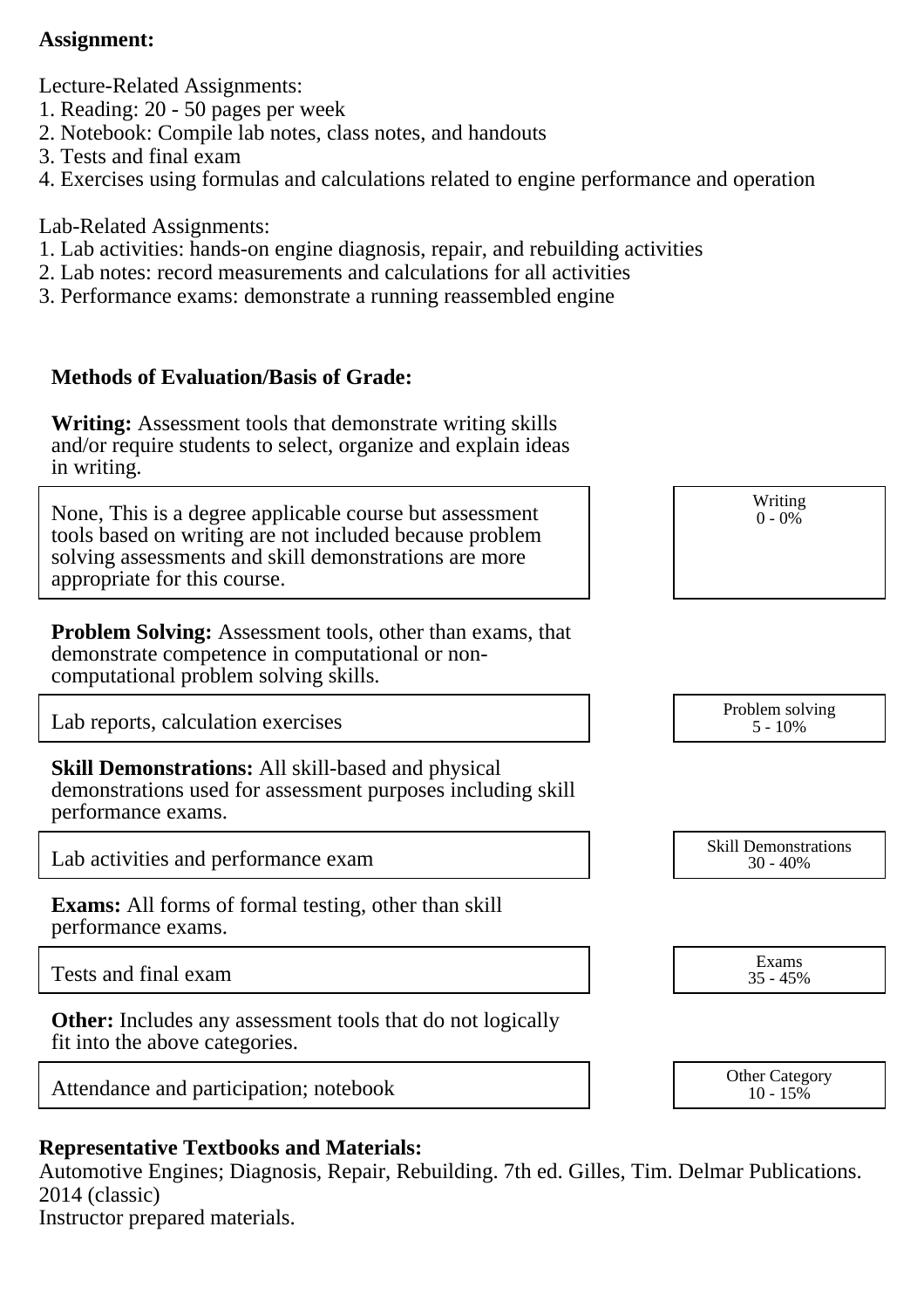**Assignment:**

Lecture-Related Assignments:
1. Reading: 20 - 50 pages per week
2. Notebook: Compile lab notes, class notes, and handouts
3. Tests and final exam
4. Exercises using formulas and calculations related to engine performance and operation

Lab-Related Assignments:
1. Lab activities: hands-on engine diagnosis, repair, and rebuilding activities
2. Lab notes: record measurements and calculations for all activities
3. Performance exams: demonstrate a running reassembled engine

**Methods of Evaluation/Basis of Grade:**

**Writing:** Assessment tools that demonstrate writing skills and/or require students to select, organize and explain ideas in writing.

| | |
|---|---|
| None, This is a degree applicable course but assessment tools based on writing are not included because problem solving assessments and skill demonstrations are more appropriate for this course. | Writing<br>0 - 0% |

**Problem Solving:** Assessment tools, other than exams, that demonstrate competence in computational or non-computational problem solving skills.

| | |
|---|---|
| Lab reports, calculation exercises | Problem solving<br>5 - 10% |

**Skill Demonstrations:** All skill-based and physical demonstrations used for assessment purposes including skill performance exams.

| | |
|---|---|
| Lab activities and performance exam | Skill Demonstrations<br>30 - 40% |

**Exams:** All forms of formal testing, other than skill performance exams.

| | |
|---|---|
| Tests and final exam | Exams<br>35 - 45% |

**Other:** Includes any assessment tools that do not logically fit into the above categories.

| | |
|---|---|
| Attendance and participation; notebook | Other Category<br>10 - 15% |

**Representative Textbooks and Materials:**
Automotive Engines; Diagnosis, Repair, Rebuilding. 7th ed. Gilles, Tim. Delmar Publications. 2014 (classic)
Instructor prepared materials.